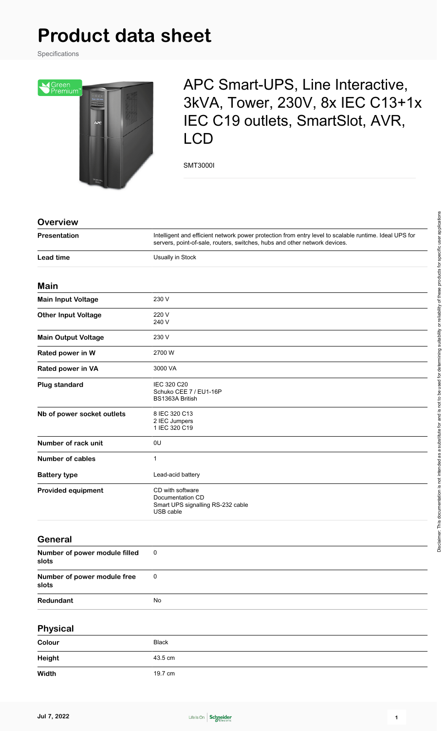# Product data sheet

Specifications

## APC Smart-UPS, Line Interactive, 3kVA, Tower, 230V, 8x IEC C13+1x IEC C19 outlets, SmartSlot, AVR, LCD

SMT3000I

### Overview

| | |
|---|---|
| **Presentation** | Intelligent and efficient network power protection from entry level to scalable runtime. Ideal UPS for servers, point-of-sale, routers, switches, hubs and other network devices. |
| **Lead time** | Usually in Stock |

### Main

| | |
|---|---|
| **Main Input Voltage** | 230 V |
| **Other Input Voltage** | 220 V<br>240 V |
| **Main Output Voltage** | 230 V |
| **Rated power in W** | 2700 W |
| **Rated power in VA** | 3000 VA |
| **Plug standard** | IEC 320 C20<br>Schuko CEE 7 / EU1-16P<br>BS1363A British |
| **Nb of power socket outlets** | 8 IEC 320 C13<br>2 IEC Jumpers<br>1 IEC 320 C19 |
| **Number of rack unit** | 0U |
| **Number of cables** | 1 |
| **Battery type** | Lead-acid battery |
| **Provided equipment** | CD with software<br>Documentation CD<br>Smart UPS signalling RS-232 cable<br>USB cable |

### General

| | |
|---|---|
| **Number of power module filled slots** | 0 |
| **Number of power module free slots** | 0 |
| **Redundant** | No |

### Physical

| | |
|---|---|
| **Colour** | Black |
| **Height** | 43.5 cm |
| **Width** | 19.7 cm |

Disclaimer: This documentation is not intended as a substitute for and is not to be used for determining suitability or reliability of these products for specific user applications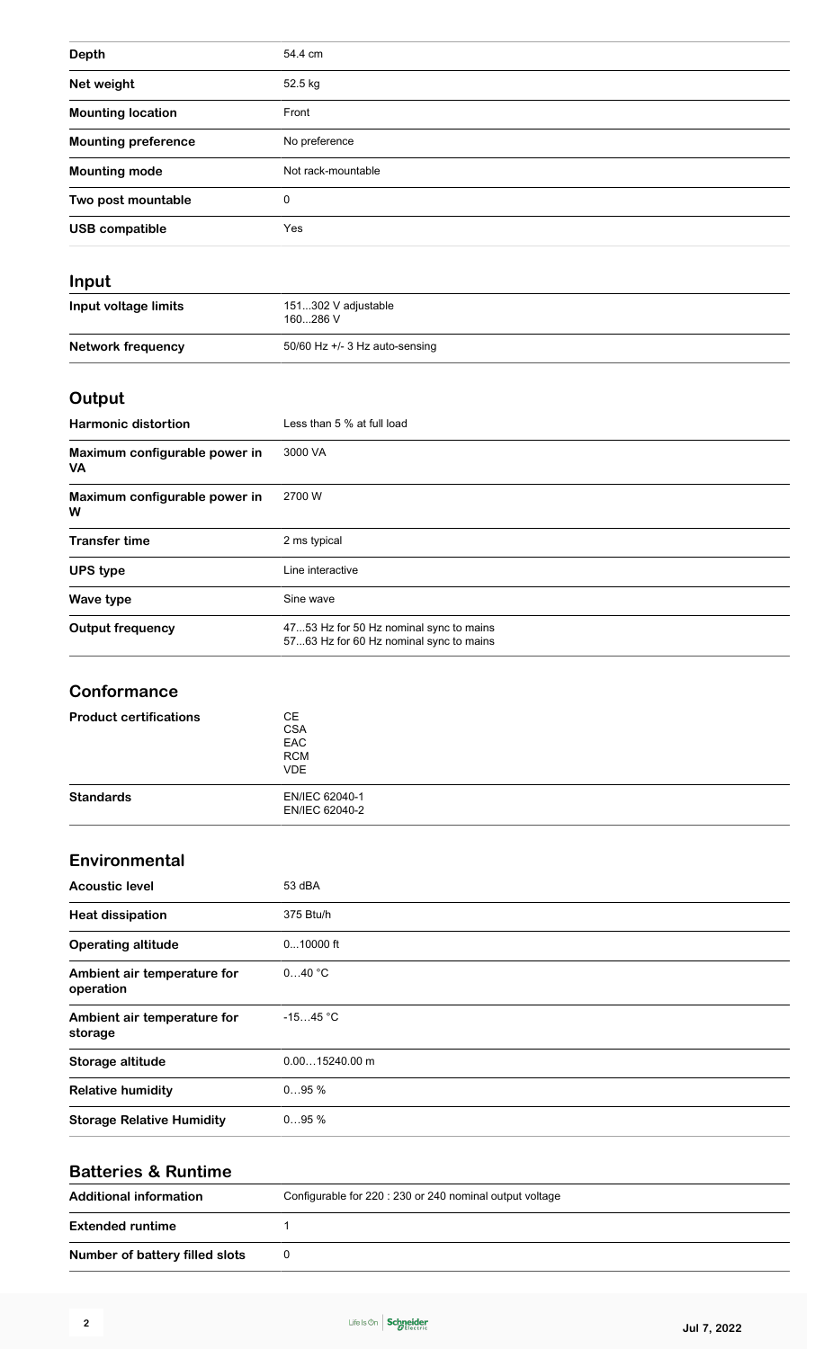| | |
|---|---|
| **Depth** | 54.4 cm |
| **Net weight** | 52.5 kg |
| **Mounting location** | Front |
| **Mounting preference** | No preference |
| **Mounting mode** | Not rack-mountable |
| **Two post mountable** | 0 |
| **USB compatible** | Yes |

## Input

| | |
|---|---|
| **Input voltage limits** | 151...302 V adjustable<br>160...286 V |
| **Network frequency** | 50/60 Hz +/- 3 Hz auto-sensing |

## Output

| | |
|---|---|
| **Harmonic distortion** | Less than 5 % at full load |
| **Maximum configurable power in VA** | 3000 VA |
| **Maximum configurable power in W** | 2700 W |
| **Transfer time** | 2 ms typical |
| **UPS type** | Line interactive |
| **Wave type** | Sine wave |
| **Output frequency** | 47...53 Hz for 50 Hz nominal sync to mains<br>57...63 Hz for 60 Hz nominal sync to mains |

## Conformance

| | |
|---|---|
| **Product certifications** | CE<br>CSA<br>EAC<br>RCM<br>VDE |
| **Standards** | EN/IEC 62040-1<br>EN/IEC 62040-2 |

## Environmental

| | |
|---|---|
| **Acoustic level** | 53 dBA |
| **Heat dissipation** | 375 Btu/h |
| **Operating altitude** | 0...10000 ft |
| **Ambient air temperature for operation** | 0...40 °C |
| **Ambient air temperature for storage** | -15...45 °C |
| **Storage altitude** | 0.00...15240.00 m |
| **Relative humidity** | 0...95 % |
| **Storage Relative Humidity** | 0...95 % |

## Batteries & Runtime

| | |
|---|---|
| **Additional information** | Configurable for 220 : 230 or 240 nominal output voltage |
| **Extended runtime** | 1 |
| **Number of battery filled slots** | 0 |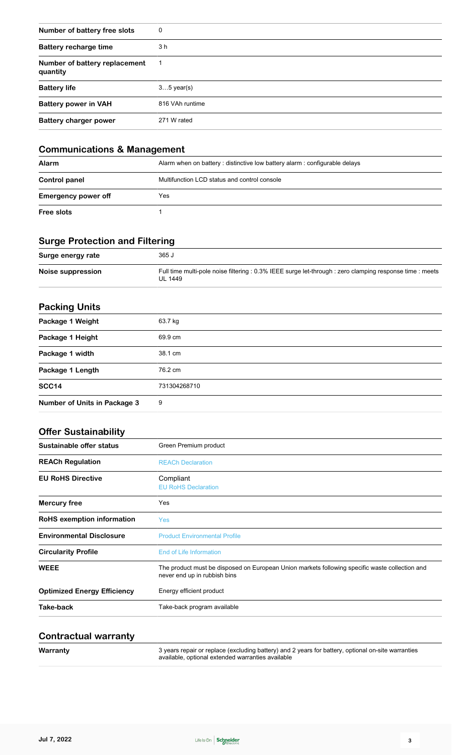| | |
|---|---|
| **Number of battery free slots** | 0 |
| **Battery recharge time** | 3 h |
| **Number of battery replacement quantity** | 1 |
| **Battery life** | 3…5 year(s) |
| **Battery power in VAH** | 816 VAh runtime |
| **Battery charger power** | 271 W rated |

## Communications & Management

| | |
|---|---|
| **Alarm** | Alarm when on battery : distinctive low battery alarm : configurable delays |
| **Control panel** | Multifunction LCD status and control console |
| **Emergency power off** | Yes |
| **Free slots** | 1 |

## Surge Protection and Filtering

| | |
|---|---|
| **Surge energy rate** | 365 J |
| **Noise suppression** | Full time multi-pole noise filtering : 0.3% IEEE surge let-through : zero clamping response time : meets UL 1449 |

## Packing Units

| | |
|---|---|
| **Package 1 Weight** | 63.7 kg |
| **Package 1 Height** | 69.9 cm |
| **Package 1 width** | 38.1 cm |
| **Package 1 Length** | 76.2 cm |
| **SCC14** | 731304268710 |
| **Number of Units in Package 3** | 9 |

## Offer Sustainability

| | |
|---|---|
| **Sustainable offer status** | Green Premium product |
| **REACh Regulation** | REACh Declaration |
| **EU RoHS Directive** | Compliant<br>EU RoHS Declaration |
| **Mercury free** | Yes |
| **RoHS exemption information** | Yes |
| **Environmental Disclosure** | Product Environmental Profile |
| **Circularity Profile** | End of Life Information |
| **WEEE** | The product must be disposed on European Union markets following specific waste collection and never end up in rubbish bins |
| **Optimized Energy Efficiency** | Energy efficient product |
| **Take-back** | Take-back program available |

## Contractual warranty

| | |
|---|---|
| **Warranty** | 3 years repair or replace (excluding battery) and 2 years for battery, optional on-site warranties available, optional extended warranties available |